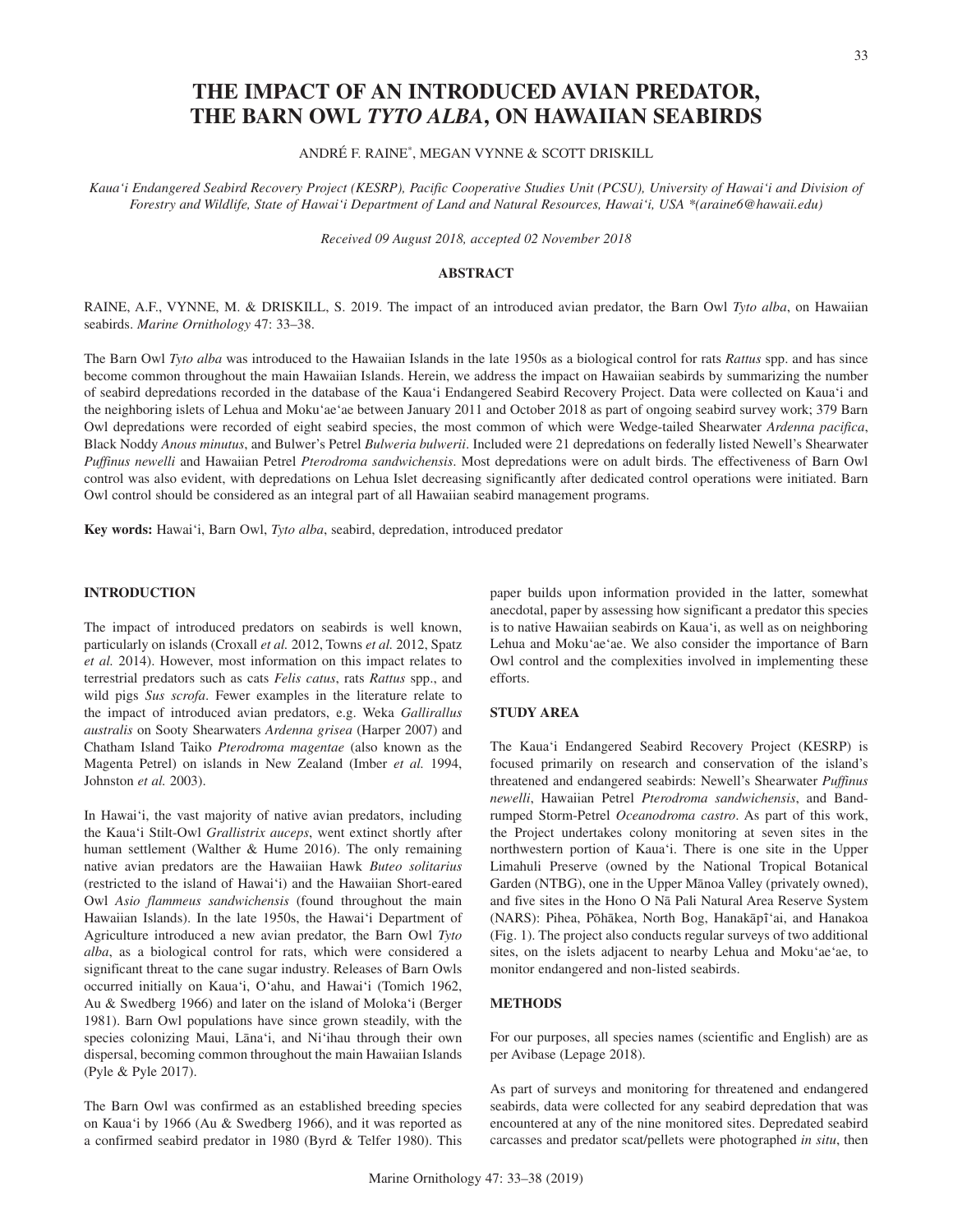# THE IMPACT OF AN INTRODUCED AVIAN PREDATOR, THE BARN OWL *TYTO ALBA*, ON HAWAIIAN SEABIRDS

ANDRÉ F. RAINE*, MEGAN VYNNE & SCOTT DRISKILL

*Kaua'i Endangered Seabird Recovery Project (KESRP), Pacific Cooperative Studies Unit (PCSU), University of Hawai'i and Division of Forestry and Wildlife, State of Hawai'i Department of Land and Natural Resources, Hawai'i, USA \*(araine6@hawaii.edu)*

*Received 09 August 2018, accepted 02 November 2018*

## ABSTRACT

RAINE, A.F., VYNNE, M. & DRISKILL, S. 2019. The impact of an introduced avian predator, the Barn Owl *Tyto alba*, on Hawaiian seabirds. *Marine Ornithology* 47: 33–38.

The Barn Owl *Tyto alba* was introduced to the Hawaiian Islands in the late 1950s as a biological control for rats *Rattus* spp. and has since become common throughout the main Hawaiian Islands. Herein, we address the impact on Hawaiian seabirds by summarizing the number of seabird depredations recorded in the database of the Kaua'i Endangered Seabird Recovery Project. Data were collected on Kaua'i and the neighboring islets of Lehua and Moku'ae'ae between January 2011 and October 2018 as part of ongoing seabird survey work; 379 Barn Owl depredations were recorded of eight seabird species, the most common of which were Wedge-tailed Shearwater *Ardenna pacifica*, Black Noddy *Anous minutus*, and Bulwer's Petrel *Bulweria bulwerii*. Included were 21 depredations on federally listed Newell's Shearwater *Puffinus newelli* and Hawaiian Petrel *Pterodroma sandwichensis*. Most depredations were on adult birds. The effectiveness of Barn Owl control was also evident, with depredations on Lehua Islet decreasing significantly after dedicated control operations were initiated. Barn Owl control should be considered as an integral part of all Hawaiian seabird management programs.

**Key words:** Hawai'i, Barn Owl, *Tyto alba*, seabird, depredation, introduced predator

## INTRODUCTION

The impact of introduced predators on seabirds is well known, particularly on islands (Croxall *et al.* 2012, Towns *et al.* 2012, Spatz *et al.* 2014). However, most information on this impact relates to terrestrial predators such as cats *Felis catus*, rats *Rattus* spp., and wild pigs *Sus scrofa*. Fewer examples in the literature relate to the impact of introduced avian predators, e.g. Weka *Gallirallus australis* on Sooty Shearwaters *Ardenna grisea* (Harper 2007) and Chatham Island Taiko *Pterodroma magentae* (also known as the Magenta Petrel) on islands in New Zealand (Imber *et al.* 1994, Johnston *et al.* 2003).

In Hawai'i, the vast majority of native avian predators, including the Kaua'i Stilt-Owl *Grallistrix auceps*, went extinct shortly after human settlement (Walther & Hume 2016). The only remaining native avian predators are the Hawaiian Hawk *Buteo solitarius* (restricted to the island of Hawai'i) and the Hawaiian Short-eared Owl *Asio flammeus sandwichensis* (found throughout the main Hawaiian Islands). In the late 1950s, the Hawai'i Department of Agriculture introduced a new avian predator, the Barn Owl *Tyto alba*, as a biological control for rats, which were considered a significant threat to the cane sugar industry. Releases of Barn Owls occurred initially on Kaua'i, O'ahu, and Hawai'i (Tomich 1962, Au & Swedberg 1966) and later on the island of Moloka'i (Berger 1981). Barn Owl populations have since grown steadily, with the species colonizing Maui, Lāna'i, and Ni'ihau through their own dispersal, becoming common throughout the main Hawaiian Islands (Pyle & Pyle 2017).

The Barn Owl was confirmed as an established breeding species on Kaua'i by 1966 (Au & Swedberg 1966), and it was reported as a confirmed seabird predator in 1980 (Byrd & Telfer 1980). This paper builds upon information provided in the latter, somewhat anecdotal, paper by assessing how significant a predator this species is to native Hawaiian seabirds on Kaua'i, as well as on neighboring Lehua and Moku'ae'ae. We also consider the importance of Barn Owl control and the complexities involved in implementing these efforts.

## STUDY AREA

The Kaua'i Endangered Seabird Recovery Project (KESRP) is focused primarily on research and conservation of the island's threatened and endangered seabirds: Newell's Shearwater *Puffinus newelli*, Hawaiian Petrel *Pterodroma sandwichensis*, and Band-rumped Storm-Petrel *Oceanodroma castro*. As part of this work, the Project undertakes colony monitoring at seven sites in the northwestern portion of Kaua'i. There is one site in the Upper Limahuli Preserve (owned by the National Tropical Botanical Garden (NTBG), one in the Upper Mānoa Valley (privately owned), and five sites in the Hono O Nā Pali Natural Area Reserve System (NARS): Pihea, Pōhākea, North Bog, Hanakāpî'ai, and Hanakoa (Fig. 1). The project also conducts regular surveys of two additional sites, on the islets adjacent to nearby Lehua and Moku'ae'ae, to monitor endangered and non-listed seabirds.

## METHODS

For our purposes, all species names (scientific and English) are as per Avibase (Lepage 2018).

As part of surveys and monitoring for threatened and endangered seabirds, data were collected for any seabird depredation that was encountered at any of the nine monitored sites. Depredated seabird carcasses and predator scat/pellets were photographed *in situ*, then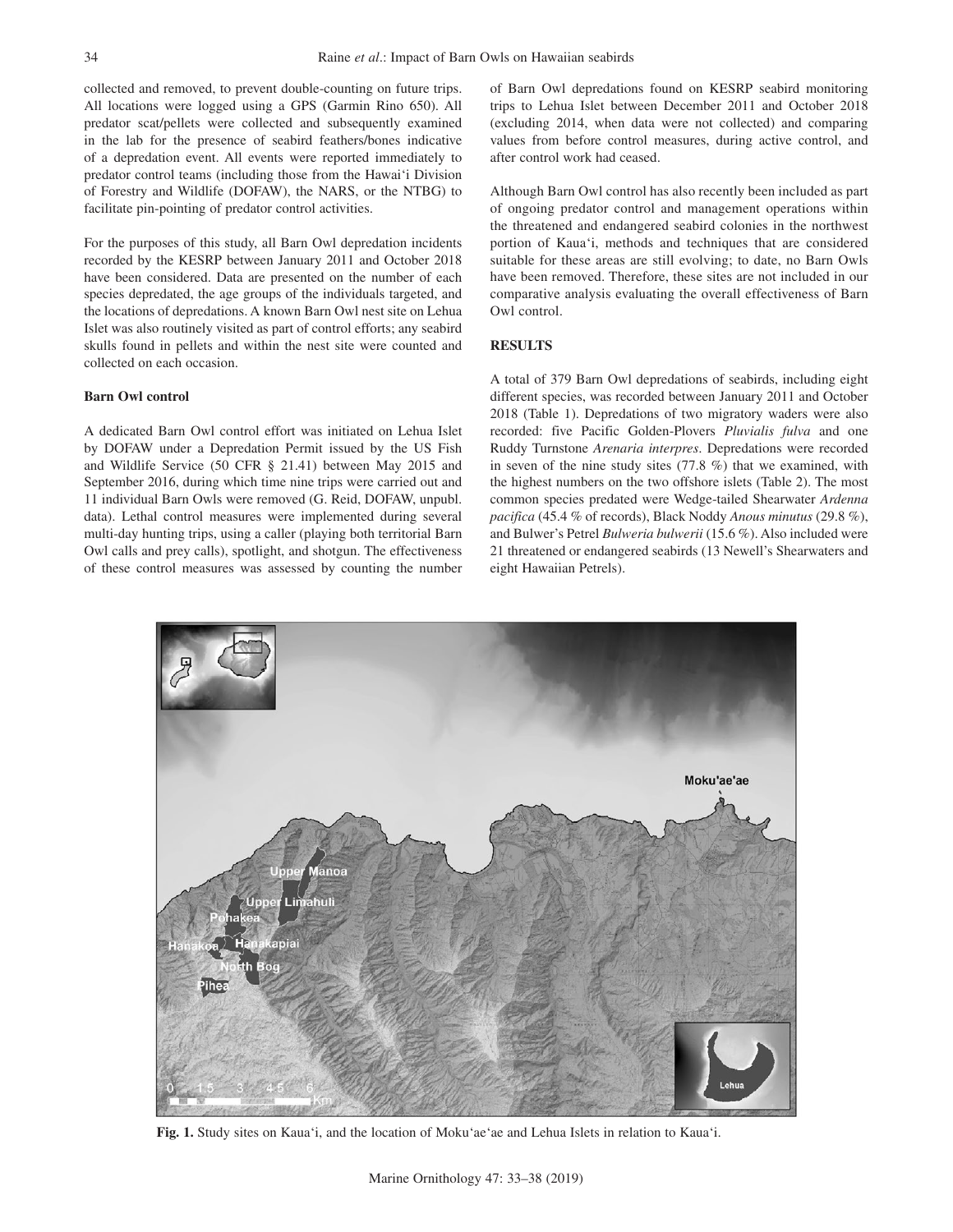collected and removed, to prevent double-counting on future trips. All locations were logged using a GPS (Garmin Rino 650). All predator scat/pellets were collected and subsequently examined in the lab for the presence of seabird feathers/bones indicative of a depredation event. All events were reported immediately to predator control teams (including those from the Hawai'i Division of Forestry and Wildlife (DOFAW), the NARS, or the NTBG) to facilitate pin-pointing of predator control activities.

For the purposes of this study, all Barn Owl depredation incidents recorded by the KESRP between January 2011 and October 2018 have been considered. Data are presented on the number of each species depredated, the age groups of the individuals targeted, and the locations of depredations. A known Barn Owl nest site on Lehua Islet was also routinely visited as part of control efforts; any seabird skulls found in pellets and within the nest site were counted and collected on each occasion.

### Barn Owl control

A dedicated Barn Owl control effort was initiated on Lehua Islet by DOFAW under a Depredation Permit issued by the US Fish and Wildlife Service (50 CFR § 21.41) between May 2015 and September 2016, during which time nine trips were carried out and 11 individual Barn Owls were removed (G. Reid, DOFAW, unpubl. data). Lethal control measures were implemented during several multi-day hunting trips, using a caller (playing both territorial Barn Owl calls and prey calls), spotlight, and shotgun. The effectiveness of these control measures was assessed by counting the number of Barn Owl depredations found on KESRP seabird monitoring trips to Lehua Islet between December 2011 and October 2018 (excluding 2014, when data were not collected) and comparing values from before control measures, during active control, and after control work had ceased.

Although Barn Owl control has also recently been included as part of ongoing predator control and management operations within the threatened and endangered seabird colonies in the northwest portion of Kaua'i, methods and techniques that are considered suitable for these areas are still evolving; to date, no Barn Owls have been removed. Therefore, these sites are not included in our comparative analysis evaluating the overall effectiveness of Barn Owl control.

## RESULTS

A total of 379 Barn Owl depredations of seabirds, including eight different species, was recorded between January 2011 and October 2018 (Table 1). Depredations of two migratory waders were also recorded: five Pacific Golden-Plovers *Pluvialis fulva* and one Ruddy Turnstone *Arenaria interpres*. Depredations were recorded in seven of the nine study sites (77.8 %) that we examined, with the highest numbers on the two offshore islets (Table 2). The most common species predated were Wedge-tailed Shearwater *Ardenna pacifica* (45.4 % of records), Black Noddy *Anous minutus* (29.8 %), and Bulwer's Petrel *Bulweria bulwerii* (15.6 %). Also included were 21 threatened or endangered seabirds (13 Newell's Shearwaters and eight Hawaiian Petrels).

**Fig. 1.** Study sites on Kaua'i, and the location of Moku'ae'ae and Lehua Islets in relation to Kaua'i.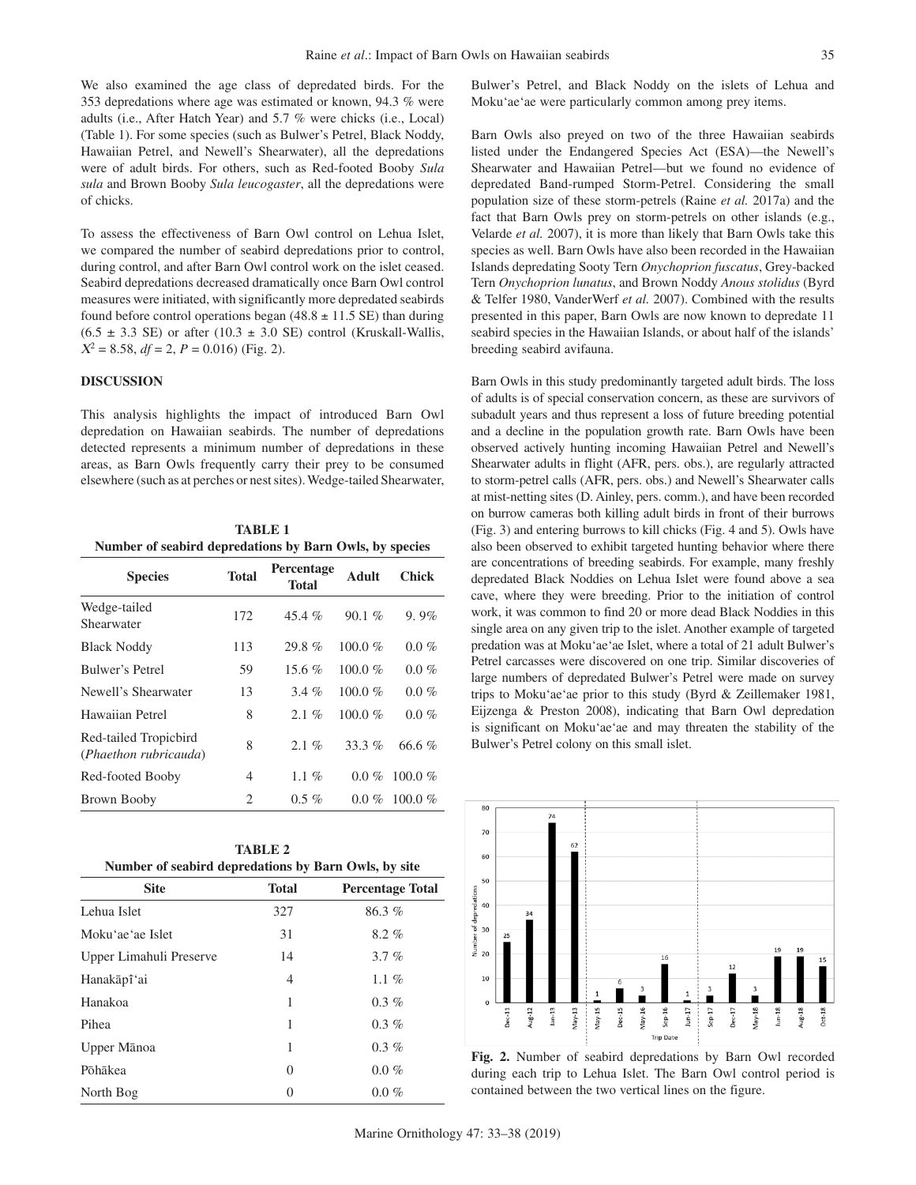We also examined the age class of depredated birds. For the 353 depredations where age was estimated or known, 94.3 % were adults (i.e., After Hatch Year) and 5.7 % were chicks (i.e., Local) (Table 1). For some species (such as Bulwer's Petrel, Black Noddy, Hawaiian Petrel, and Newell's Shearwater), all the depredations were of adult birds. For others, such as Red-footed Booby *Sula sula* and Brown Booby *Sula leucogaster*, all the depredations were of chicks.

To assess the effectiveness of Barn Owl control on Lehua Islet, we compared the number of seabird depredations prior to control, during control, and after Barn Owl control work on the islet ceased. Seabird depredations decreased dramatically once Barn Owl control measures were initiated, with significantly more depredated seabirds found before control operations began (48.8 ± 11.5 SE) than during (6.5 ± 3.3 SE) or after (10.3 ± 3.0 SE) control (Kruskall-Wallis, $X^2 = 8.58$, $df = 2$, $P = 0.016$) (Fig. 2).

## DISCUSSION

This analysis highlights the impact of introduced Barn Owl depredation on Hawaiian seabirds. The number of depredations detected represents a minimum number of depredations in these areas, as Barn Owls frequently carry their prey to be consumed elsewhere (such as at perches or nest sites). Wedge-tailed Shearwater, Bulwer's Petrel, and Black Noddy on the islets of Lehua and Moku'ae'ae were particularly common among prey items.

**TABLE 1**
**Number of seabird depredations by Barn Owls, by species**

| Species | Total | Percentage Total | Adult | Chick |
|---|---|---|---|---|
| Wedge-tailed Shearwater | 172 | 45.4 % | 90.1 % | 9.9% |
| Black Noddy | 113 | 29.8 % | 100.0 % | 0.0 % |
| Bulwer's Petrel | 59 | 15.6 % | 100.0 % | 0.0 % |
| Newell's Shearwater | 13 | 3.4 % | 100.0 % | 0.0 % |
| Hawaiian Petrel | 8 | 2.1 % | 100.0 % | 0.0 % |
| Red-tailed Tropicbird (*Phaethon rubricauda*) | 8 | 2.1 % | 33.3 % | 66.6 % |
| Red-footed Booby | 4 | 1.1 % | 0.0 % | 100.0 % |
| Brown Booby | 2 | 0.5 % | 0.0 % | 100.0 % |

**TABLE 2**
**Number of seabird depredations by Barn Owls, by site**

| Site | Total | Percentage Total |
|---|---|---|
| Lehua Islet | 327 | 86.3 % |
| Moku'ae'ae Islet | 31 | 8.2 % |
| Upper Limahuli Preserve | 14 | 3.7 % |
| Hanakāpī'ai | 4 | 1.1 % |
| Hanakoa | 1 | 0.3 % |
| Pihea | 1 | 0.3 % |
| Upper Mānoa | 1 | 0.3 % |
| Pōhākea | 0 | 0.0 % |
| North Bog | 0 | 0.0 % |

Barn Owls also preyed on two of the three Hawaiian seabirds listed under the Endangered Species Act (ESA)—the Newell's Shearwater and Hawaiian Petrel—but we found no evidence of depredated Band-rumped Storm-Petrel. Considering the small population size of these storm-petrels (Raine *et al.* 2017a) and the fact that Barn Owls prey on storm-petrels on other islands (e.g., Velarde *et al.* 2007), it is more than likely that Barn Owls take this species as well. Barn Owls have also been recorded in the Hawaiian Islands depredating Sooty Tern *Onychoprion fuscatus*, Grey-backed Tern *Onychoprion lunatus*, and Brown Noddy *Anous stolidus* (Byrd & Telfer 1980, VanderWerf *et al.* 2007). Combined with the results presented in this paper, Barn Owls are now known to depredate 11 seabird species in the Hawaiian Islands, or about half of the islands' breeding seabird avifauna.

Barn Owls in this study predominantly targeted adult birds. The loss of adults is of special conservation concern, as these are survivors of subadult years and thus represent a loss of future breeding potential and a decline in the population growth rate. Barn Owls have been observed actively hunting incoming Hawaiian Petrel and Newell's Shearwater adults in flight (AFR, pers. obs.), are regularly attracted to storm-petrel calls (AFR, pers. obs.) and Newell's Shearwater calls at mist-netting sites (D. Ainley, pers. comm.), and have been recorded on burrow cameras both killing adult birds in front of their burrows (Fig. 3) and entering burrows to kill chicks (Fig. 4 and 5). Owls have also been observed to exhibit targeted hunting behavior where there are concentrations of breeding seabirds. For example, many freshly depredated Black Noddies on Lehua Islet were found above a sea cave, where they were breeding. Prior to the initiation of control work, it was common to find 20 or more dead Black Noddies in this single area on any given trip to the islet. Another example of targeted predation was at Moku'ae'ae Islet, where a total of 21 adult Bulwer's Petrel carcasses were discovered on one trip. Similar discoveries of large numbers of depredated Bulwer's Petrel were made on survey trips to Moku'ae'ae prior to this study (Byrd & Zeillemaker 1981, Eijzenga & Preston 2008), indicating that Barn Owl depredation is significant on Moku'ae'ae and may threaten the stability of the Bulwer's Petrel colony on this small islet.

**Fig. 2.** Number of seabird depredations by Barn Owl recorded during each trip to Lehua Islet. The Barn Owl control period is contained between the two vertical lines on the figure.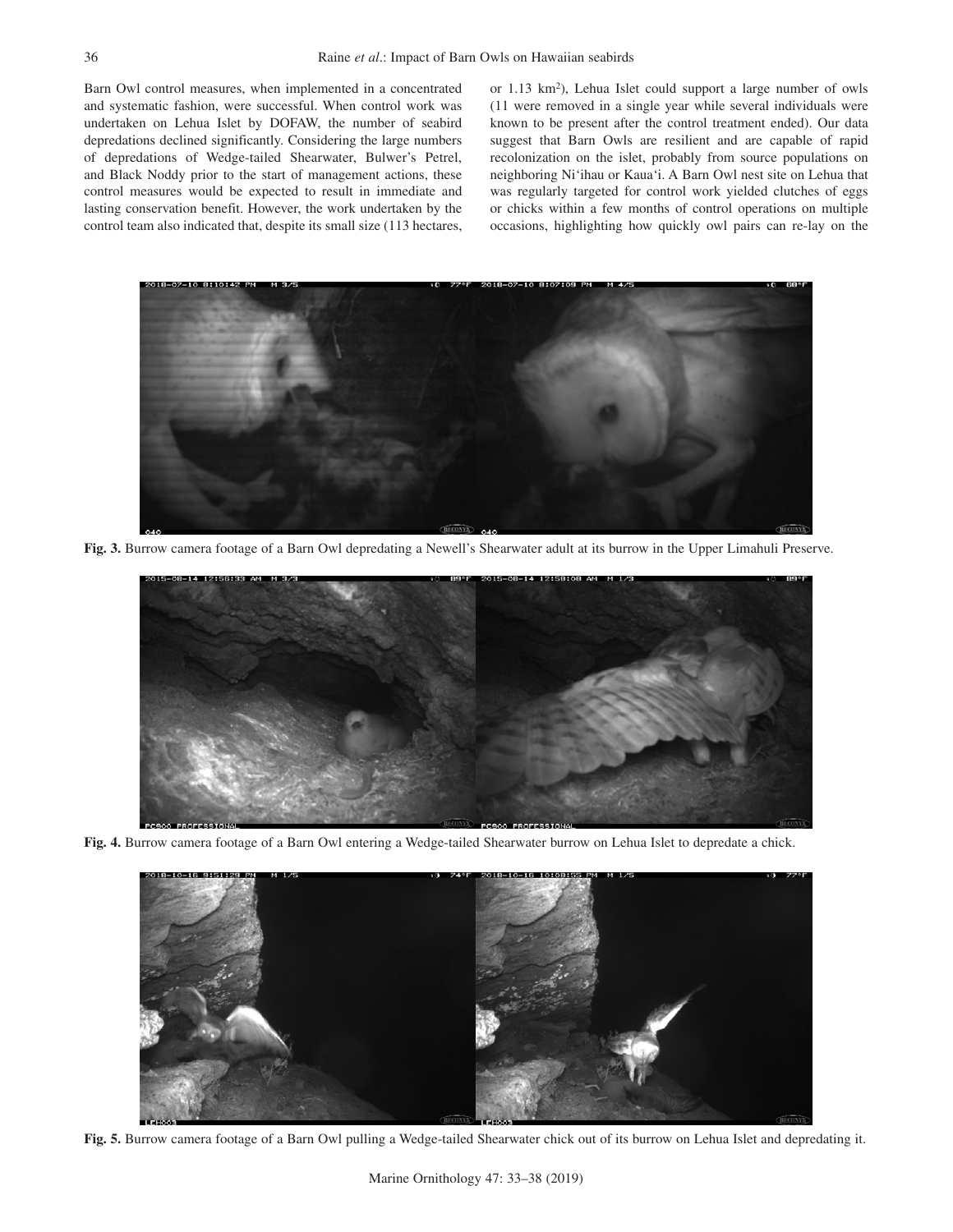Barn Owl control measures, when implemented in a concentrated and systematic fashion, were successful. When control work was undertaken on Lehua Islet by DOFAW, the number of seabird depredations declined significantly. Considering the large numbers of depredations of Wedge-tailed Shearwater, Bulwer's Petrel, and Black Noddy prior to the start of management actions, these control measures would be expected to result in immediate and lasting conservation benefit. However, the work undertaken by the control team also indicated that, despite its small size (113 hectares, or 1.13 km$^2$), Lehua Islet could support a large number of owls (11 were removed in a single year while several individuals were known to be present after the control treatment ended). Our data suggest that Barn Owls are resilient and are capable of rapid recolonization on the islet, probably from source populations on neighboring Ni'ihau or Kaua'i. A Barn Owl nest site on Lehua that was regularly targeted for control work yielded clutches of eggs or chicks within a few months of control operations on multiple occasions, highlighting how quickly owl pairs can re-lay on the

**Fig. 3.** Burrow camera footage of a Barn Owl depredating a Newell's Shearwater adult at its burrow in the Upper Limahuli Preserve.

**Fig. 4.** Burrow camera footage of a Barn Owl entering a Wedge-tailed Shearwater burrow on Lehua Islet to depredate a chick.

**Fig. 5.** Burrow camera footage of a Barn Owl pulling a Wedge-tailed Shearwater chick out of its burrow on Lehua Islet and depredating it.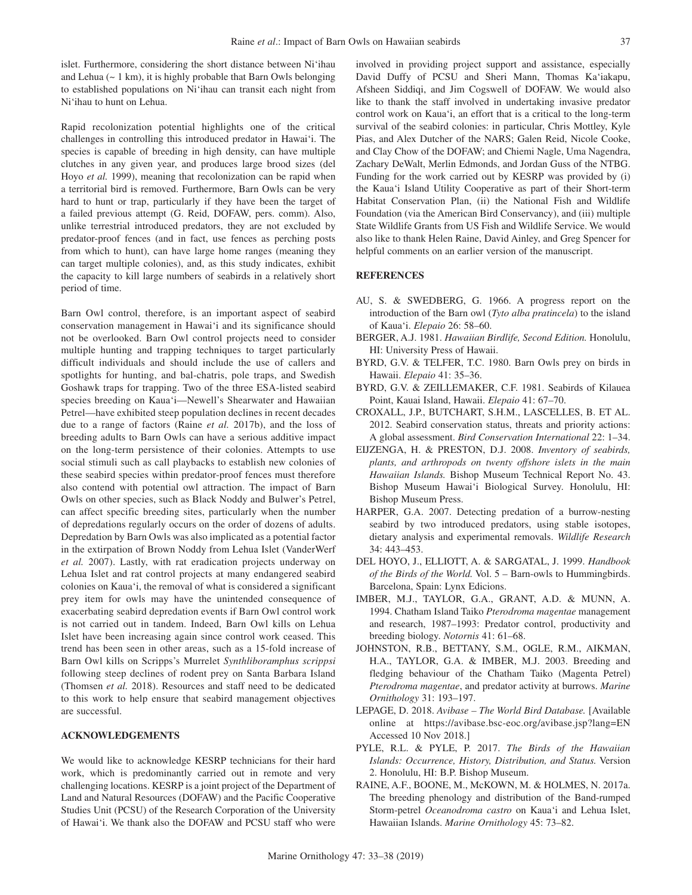islet. Furthermore, considering the short distance between Ni'ihau and Lehua (~ 1 km), it is highly probable that Barn Owls belonging to established populations on Ni'ihau can transit each night from Ni'ihau to hunt on Lehua.

Rapid recolonization potential highlights one of the critical challenges in controlling this introduced predator in Hawai'i. The species is capable of breeding in high density, can have multiple clutches in any given year, and produces large brood sizes (del Hoyo *et al.* 1999), meaning that recolonization can be rapid when a territorial bird is removed. Furthermore, Barn Owls can be very hard to hunt or trap, particularly if they have been the target of a failed previous attempt (G. Reid, DOFAW, pers. comm). Also, unlike terrestrial introduced predators, they are not excluded by predator-proof fences (and in fact, use fences as perching posts from which to hunt), can have large home ranges (meaning they can target multiple colonies), and, as this study indicates, exhibit the capacity to kill large numbers of seabirds in a relatively short period of time.

Barn Owl control, therefore, is an important aspect of seabird conservation management in Hawai'i and its significance should not be overlooked. Barn Owl control projects need to consider multiple hunting and trapping techniques to target particularly difficult individuals and should include the use of callers and spotlights for hunting, and bal-chatris, pole traps, and Swedish Goshawk traps for trapping. Two of the three ESA-listed seabird species breeding on Kaua'i—Newell's Shearwater and Hawaiian Petrel—have exhibited steep population declines in recent decades due to a range of factors (Raine *et al.* 2017b), and the loss of breeding adults to Barn Owls can have a serious additive impact on the long-term persistence of their colonies. Attempts to use social stimuli such as call playbacks to establish new colonies of these seabird species within predator-proof fences must therefore also contend with potential owl attraction. The impact of Barn Owls on other species, such as Black Noddy and Bulwer's Petrel, can affect specific breeding sites, particularly when the number of depredations regularly occurs on the order of dozens of adults. Depredation by Barn Owls was also implicated as a potential factor in the extirpation of Brown Noddy from Lehua Islet (VanderWerf *et al.* 2007). Lastly, with rat eradication projects underway on Lehua Islet and rat control projects at many endangered seabird colonies on Kaua'i, the removal of what is considered a significant prey item for owls may have the unintended consequence of exacerbating seabird depredation events if Barn Owl control work is not carried out in tandem. Indeed, Barn Owl kills on Lehua Islet have been increasing again since control work ceased. This trend has been seen in other areas, such as a 15-fold increase of Barn Owl kills on Scripps's Murrelet *Synthliboramphus scrippsi* following steep declines of rodent prey on Santa Barbara Island (Thomsen *et al.* 2018). Resources and staff need to be dedicated to this work to help ensure that seabird management objectives are successful.

## ACKNOWLEDGEMENTS

We would like to acknowledge KESRP technicians for their hard work, which is predominantly carried out in remote and very challenging locations. KESRP is a joint project of the Department of Land and Natural Resources (DOFAW) and the Pacific Cooperative Studies Unit (PCSU) of the Research Corporation of the University of Hawai'i. We thank also the DOFAW and PCSU staff who were involved in providing project support and assistance, especially David Duffy of PCSU and Sheri Mann, Thomas Ka'iakapu, Afsheen Siddiqi, and Jim Cogswell of DOFAW. We would also like to thank the staff involved in undertaking invasive predator control work on Kaua'i, an effort that is a critical to the long-term survival of the seabird colonies: in particular, Chris Mottley, Kyle Pias, and Alex Dutcher of the NARS; Galen Reid, Nicole Cooke, and Clay Chow of the DOFAW; and Chiemi Nagle, Uma Nagendra, Zachary DeWalt, Merlin Edmonds, and Jordan Guss of the NTBG. Funding for the work carried out by KESRP was provided by (i) the Kaua'i Island Utility Cooperative as part of their Short-term Habitat Conservation Plan, (ii) the National Fish and Wildlife Foundation (via the American Bird Conservancy), and (iii) multiple State Wildlife Grants from US Fish and Wildlife Service. We would also like to thank Helen Raine, David Ainley, and Greg Spencer for helpful comments on an earlier version of the manuscript.

## REFERENCES

AU, S. & SWEDBERG, G. 1966. A progress report on the introduction of the Barn owl (*Tyto alba pratincela*) to the island of Kaua'i. *Elepaio* 26: 58–60.

BERGER, A.J. 1981. *Hawaiian Birdlife, Second Edition.* Honolulu, HI: University Press of Hawaii.

BYRD, G.V. & TELFER, T.C. 1980. Barn Owls prey on birds in Hawaii. *Elepaio* 41: 35–36.

BYRD, G.V. & ZEILLEMAKER, C.F. 1981. Seabirds of Kilauea Point, Kauai Island, Hawaii. *Elepaio* 41: 67–70.

CROXALL, J.P., BUTCHART, S.H.M., LASCELLES, B. ET AL. 2012. Seabird conservation status, threats and priority actions: A global assessment. *Bird Conservation International* 22: 1–34.

EIJZENGA, H. & PRESTON, D.J. 2008. *Inventory of seabirds, plants, and arthropods on twenty offshore islets in the main Hawaiian Islands.* Bishop Museum Technical Report No. 43. Bishop Museum Hawai'i Biological Survey. Honolulu, HI: Bishop Museum Press.

HARPER, G.A. 2007. Detecting predation of a burrow-nesting seabird by two introduced predators, using stable isotopes, dietary analysis and experimental removals. *Wildlife Research* 34: 443–453.

DEL HOYO, J., ELLIOTT, A. & SARGATAL, J. 1999. *Handbook of the Birds of the World.* Vol. 5 – Barn-owls to Hummingbirds. Barcelona, Spain: Lynx Edicions.

IMBER, M.J., TAYLOR, G.A., GRANT, A.D. & MUNN, A. 1994. Chatham Island Taiko *Pterodroma magentae* management and research, 1987–1993: Predator control, productivity and breeding biology. *Notornis* 41: 61–68.

JOHNSTON, R.B., BETTANY, S.M., OGLE, R.M., AIKMAN, H.A., TAYLOR, G.A. & IMBER, M.J. 2003. Breeding and fledging behaviour of the Chatham Taiko (Magenta Petrel) *Pterodroma magentae*, and predator activity at burrows. *Marine Ornithology* 31: 193–197.

LEPAGE, D. 2018. *Avibase – The World Bird Database.* [Available online at https://avibase.bsc-eoc.org/avibase.jsp?lang=EN Accessed 10 Nov 2018.]

PYLE, R.L. & PYLE, P. 2017. *The Birds of the Hawaiian Islands: Occurrence, History, Distribution, and Status.* Version 2. Honolulu, HI: B.P. Bishop Museum.

RAINE, A.F., BOONE, M., McKOWN, M. & HOLMES, N. 2017a. The breeding phenology and distribution of the Band-rumped Storm-petrel *Oceanodroma castro* on Kaua'i and Lehua Islet, Hawaiian Islands. *Marine Ornithology* 45: 73–82.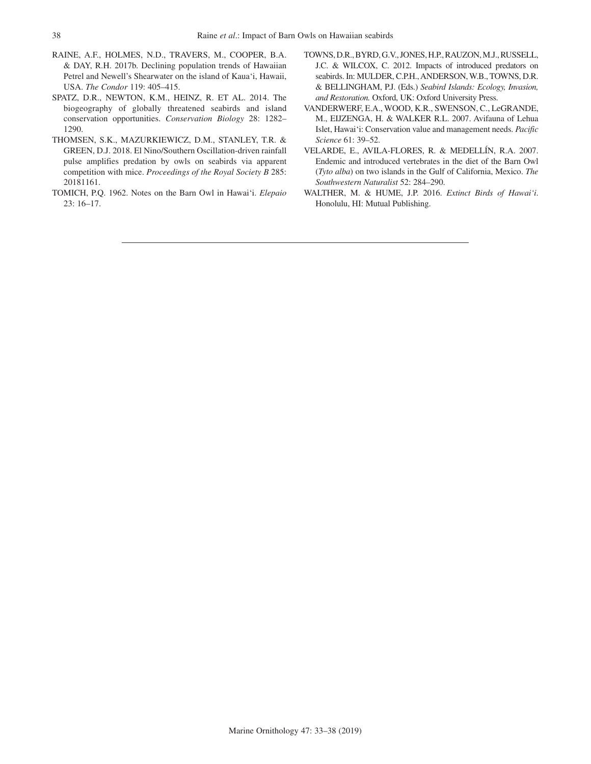RAINE, A.F., HOLMES, N.D., TRAVERS, M., COOPER, B.A. & DAY, R.H. 2017b. Declining population trends of Hawaiian Petrel and Newell's Shearwater on the island of Kaua'i, Hawaii, USA. *The Condor* 119: 405–415.

SPATZ, D.R., NEWTON, K.M., HEINZ, R. ET AL. 2014. The biogeography of globally threatened seabirds and island conservation opportunities. *Conservation Biology* 28: 1282–1290.

THOMSEN, S.K., MAZURKIEWICZ, D.M., STANLEY, T.R. & GREEN, D.J. 2018. El Nino/Southern Oscillation-driven rainfall pulse amplifies predation by owls on seabirds via apparent competition with mice. *Proceedings of the Royal Society B* 285: 20181161.

TOMICH, P.Q. 1962. Notes on the Barn Owl in Hawai'i. *Elepaio* 23: 16–17.

TOWNS, D.R., BYRD, G.V., JONES, H.P., RAUZON, M.J., RUSSELL, J.C. & WILCOX, C. 2012. Impacts of introduced predators on seabirds. In: MULDER, C.P.H., ANDERSON, W.B., TOWNS, D.R. & BELLINGHAM, P.J. (Eds.) *Seabird Islands: Ecology, Invasion, and Restoration.* Oxford, UK: Oxford University Press.

VANDERWERF, E.A., WOOD, K.R., SWENSON, C., LeGRANDE, M., EIJZENGA, H. & WALKER R.L. 2007. Avifauna of Lehua Islet, Hawai'i: Conservation value and management needs. *Pacific Science* 61: 39–52.

VELARDE, E., AVILA-FLORES, R. & MEDELLÍN, R.A. 2007. Endemic and introduced vertebrates in the diet of the Barn Owl (*Tyto alba*) on two islands in the Gulf of California, Mexico. *The Southwestern Naturalist* 52: 284–290.

WALTHER, M. & HUME, J.P. 2016. *Extinct Birds of Hawai'i*. Honolulu, HI: Mutual Publishing.